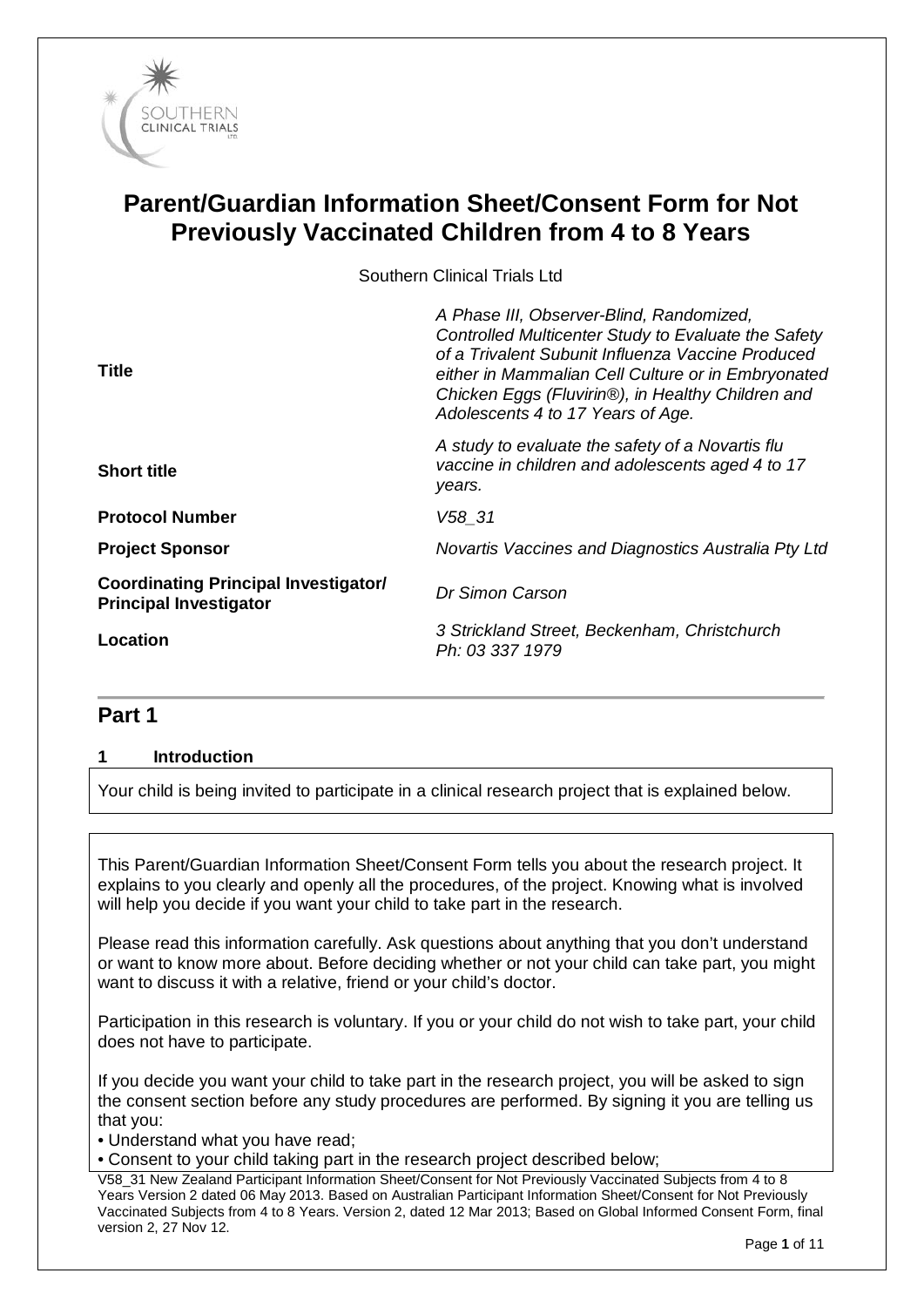# Parent/Guardian Information Sheet/Consent Form for Not Previously Vaccinated Children from 4 to 8 Years

Southern Clinical Trials Ltd

| | |
|---|---|
| **Title** | *A Phase III, Observer-Blind, Randomized, Controlled Multicenter Study to Evaluate the Safety of a Trivalent Subunit Influenza Vaccine Produced either in Mammalian Cell Culture or in Embryonated Chicken Eggs (Fluvirin®), in Healthy Children and Adolescents 4 to 17 Years of Age.* |
| **Short title** | *A study to evaluate the safety of a Novartis flu vaccine in children and adolescents aged 4 to 17 years.* |
| **Protocol Number** | *V58_31* |
| **Project Sponsor** | *Novartis Vaccines and Diagnostics Australia Pty Ltd* |
| **Coordinating Principal Investigator/ Principal Investigator** | *Dr Simon Carson* |
| **Location** | *3 Strickland Street, Beckenham, Christchurch Ph: 03 337 1979* |

## Part 1

### 1 Introduction

Your child is being invited to participate in a clinical research project that is explained below.

This Parent/Guardian Information Sheet/Consent Form tells you about the research project. It explains to you clearly and openly all the procedures, of the project. Knowing what is involved will help you decide if you want your child to take part in the research.

Please read this information carefully. Ask questions about anything that you don't understand or want to know more about. Before deciding whether or not your child can take part, you might want to discuss it with a relative, friend or your child's doctor.

Participation in this research is voluntary. If you or your child do not wish to take part, your child does not have to participate.

If you decide you want your child to take part in the research project, you will be asked to sign the consent section before any study procedures are performed. By signing it you are telling us that you:

- Understand what you have read;
- Consent to your child taking part in the research project described below;

V58_31 New Zealand Participant Information Sheet/Consent for Not Previously Vaccinated Subjects from 4 to 8 Years Version 2 dated 06 May 2013. Based on Australian Participant Information Sheet/Consent for Not Previously Vaccinated Subjects from 4 to 8 Years. Version 2, dated 12 Mar 2013; Based on Global Informed Consent Form, final version 2, 27 Nov 12.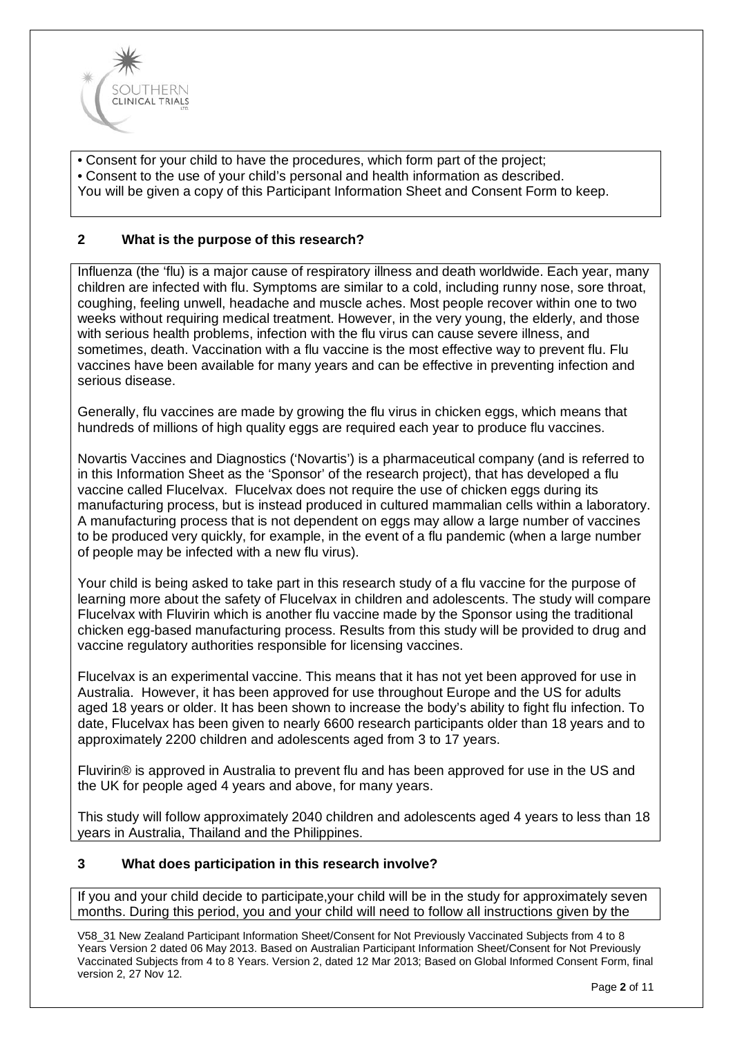• Consent for your child to have the procedures, which form part of the project;
• Consent to the use of your child's personal and health information as described.
You will be given a copy of this Participant Information Sheet and Consent Form to keep.

## 2 What is the purpose of this research?

Influenza (the 'flu) is a major cause of respiratory illness and death worldwide. Each year, many children are infected with flu. Symptoms are similar to a cold, including runny nose, sore throat, coughing, feeling unwell, headache and muscle aches. Most people recover within one to two weeks without requiring medical treatment. However, in the very young, the elderly, and those with serious health problems, infection with the flu virus can cause severe illness, and sometimes, death. Vaccination with a flu vaccine is the most effective way to prevent flu. Flu vaccines have been available for many years and can be effective in preventing infection and serious disease.

Generally, flu vaccines are made by growing the flu virus in chicken eggs, which means that hundreds of millions of high quality eggs are required each year to produce flu vaccines.

Novartis Vaccines and Diagnostics ('Novartis') is a pharmaceutical company (and is referred to in this Information Sheet as the 'Sponsor' of the research project), that has developed a flu vaccine called Flucelvax. Flucelvax does not require the use of chicken eggs during its manufacturing process, but is instead produced in cultured mammalian cells within a laboratory. A manufacturing process that is not dependent on eggs may allow a large number of vaccines to be produced very quickly, for example, in the event of a flu pandemic (when a large number of people may be infected with a new flu virus).

Your child is being asked to take part in this research study of a flu vaccine for the purpose of learning more about the safety of Flucelvax in children and adolescents. The study will compare Flucelvax with Fluvirin which is another flu vaccine made by the Sponsor using the traditional chicken egg-based manufacturing process. Results from this study will be provided to drug and vaccine regulatory authorities responsible for licensing vaccines.

Flucelvax is an experimental vaccine. This means that it has not yet been approved for use in Australia. However, it has been approved for use throughout Europe and the US for adults aged 18 years or older. It has been shown to increase the body's ability to fight flu infection. To date, Flucelvax has been given to nearly 6600 research participants older than 18 years and to approximately 2200 children and adolescents aged from 3 to 17 years.

Fluvirin® is approved in Australia to prevent flu and has been approved for use in the US and the UK for people aged 4 years and above, for many years.

This study will follow approximately 2040 children and adolescents aged 4 years to less than 18 years in Australia, Thailand and the Philippines.

## 3 What does participation in this research involve?

If you and your child decide to participate,your child will be in the study for approximately seven months. During this period, you and your child will need to follow all instructions given by the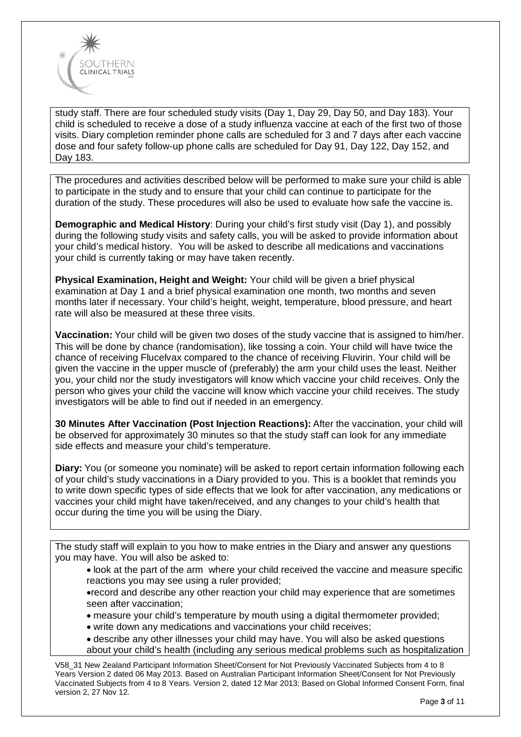study staff. There are four scheduled study visits (Day 1, Day 29, Day 50, and Day 183). Your child is scheduled to receive a dose of a study influenza vaccine at each of the first two of those visits. Diary completion reminder phone calls are scheduled for 3 and 7 days after each vaccine dose and four safety follow-up phone calls are scheduled for Day 91, Day 122, Day 152, and Day 183.

The procedures and activities described below will be performed to make sure your child is able to participate in the study and to ensure that your child can continue to participate for the duration of the study. These procedures will also be used to evaluate how safe the vaccine is.

**Demographic and Medical History**: During your child's first study visit (Day 1), and possibly during the following study visits and safety calls, you will be asked to provide information about your child's medical history. You will be asked to describe all medications and vaccinations your child is currently taking or may have taken recently.

**Physical Examination, Height and Weight:** Your child will be given a brief physical examination at Day 1 and a brief physical examination one month, two months and seven months later if necessary. Your child's height, weight, temperature, blood pressure, and heart rate will also be measured at these three visits.

**Vaccination:** Your child will be given two doses of the study vaccine that is assigned to him/her. This will be done by chance (randomisation), like tossing a coin. Your child will have twice the chance of receiving Flucelvax compared to the chance of receiving Fluvirin. Your child will be given the vaccine in the upper muscle of (preferably) the arm your child uses the least. Neither you, your child nor the study investigators will know which vaccine your child receives. Only the person who gives your child the vaccine will know which vaccine your child receives. The study investigators will be able to find out if needed in an emergency.

**30 Minutes After Vaccination (Post Injection Reactions):** After the vaccination, your child will be observed for approximately 30 minutes so that the study staff can look for any immediate side effects and measure your child's temperature.

**Diary:** You (or someone you nominate) will be asked to report certain information following each of your child's study vaccinations in a Diary provided to you. This is a booklet that reminds you to write down specific types of side effects that we look for after vaccination, any medications or vaccines your child might have taken/received, and any changes to your child's health that occur during the time you will be using the Diary.

The study staff will explain to you how to make entries in the Diary and answer any questions you may have. You will also be asked to:

- look at the part of the arm where your child received the vaccine and measure specific reactions you may see using a ruler provided;
- record and describe any other reaction your child may experience that are sometimes seen after vaccination;
- measure your child's temperature by mouth using a digital thermometer provided;
- write down any medications and vaccinations your child receives;
- describe any other illnesses your child may have. You will also be asked questions about your child's health (including any serious medical problems such as hospitalization

V58_31 New Zealand Participant Information Sheet/Consent for Not Previously Vaccinated Subjects from 4 to 8 Years Version 2 dated 06 May 2013. Based on Australian Participant Information Sheet/Consent for Not Previously Vaccinated Subjects from 4 to 8 Years. Version 2, dated 12 Mar 2013; Based on Global Informed Consent Form, final version 2, 27 Nov 12.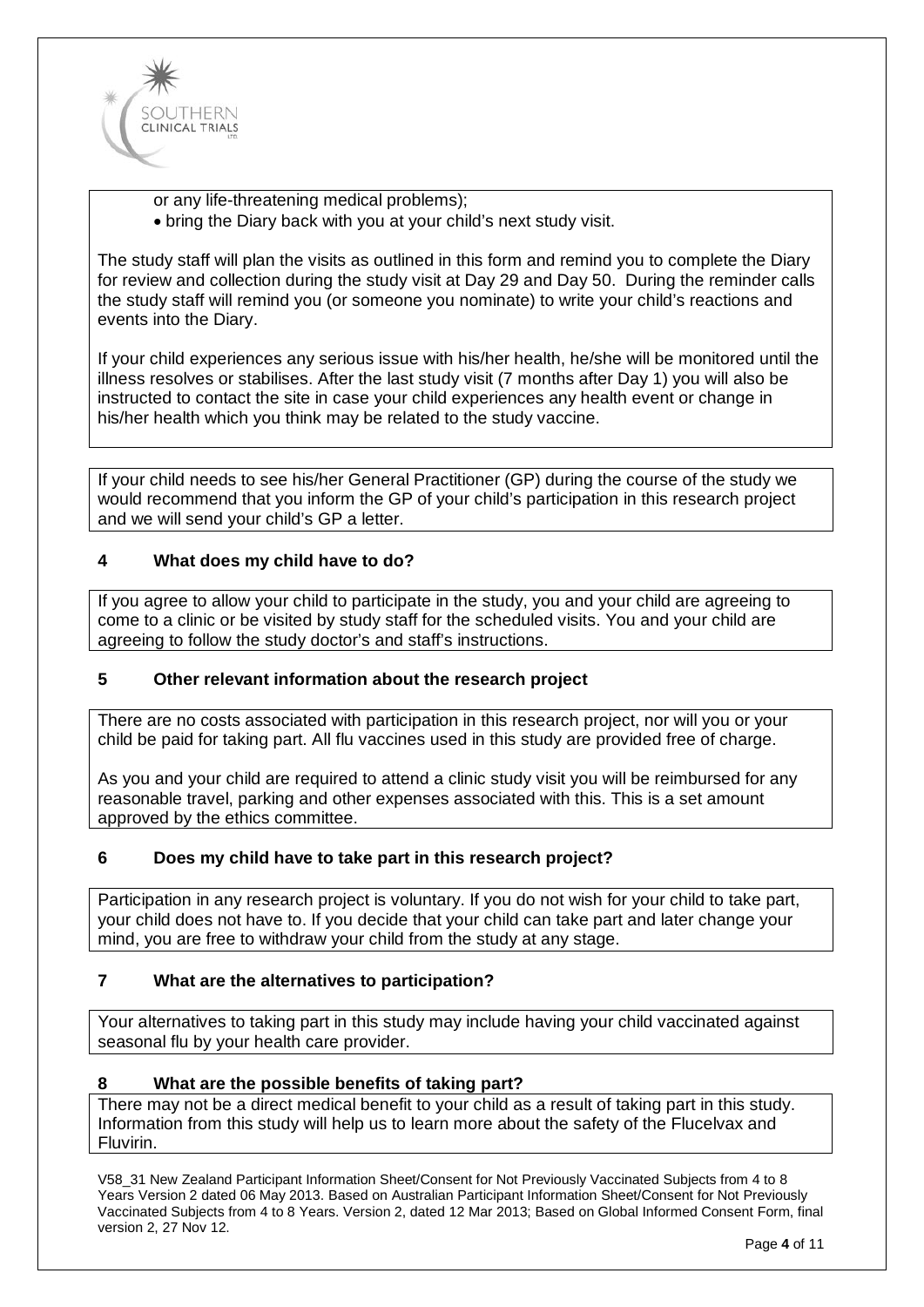or any life-threatening medical problems);

- bring the Diary back with you at your child's next study visit.

The study staff will plan the visits as outlined in this form and remind you to complete the Diary for review and collection during the study visit at Day 29 and Day 50. During the reminder calls the study staff will remind you (or someone you nominate) to write your child's reactions and events into the Diary.

If your child experiences any serious issue with his/her health, he/she will be monitored until the illness resolves or stabilises. After the last study visit (7 months after Day 1) you will also be instructed to contact the site in case your child experiences any health event or change in his/her health which you think may be related to the study vaccine.

If your child needs to see his/her General Practitioner (GP) during the course of the study we would recommend that you inform the GP of your child's participation in this research project and we will send your child's GP a letter.

## 4 What does my child have to do?

If you agree to allow your child to participate in the study, you and your child are agreeing to come to a clinic or be visited by study staff for the scheduled visits. You and your child are agreeing to follow the study doctor's and staff's instructions.

## 5 Other relevant information about the research project

There are no costs associated with participation in this research project, nor will you or your child be paid for taking part. All flu vaccines used in this study are provided free of charge.

As you and your child are required to attend a clinic study visit you will be reimbursed for any reasonable travel, parking and other expenses associated with this. This is a set amount approved by the ethics committee.

## 6 Does my child have to take part in this research project?

Participation in any research project is voluntary. If you do not wish for your child to take part, your child does not have to. If you decide that your child can take part and later change your mind, you are free to withdraw your child from the study at any stage.

## 7 What are the alternatives to participation?

Your alternatives to taking part in this study may include having your child vaccinated against seasonal flu by your health care provider.

## 8 What are the possible benefits of taking part?

There may not be a direct medical benefit to your child as a result of taking part in this study. Information from this study will help us to learn more about the safety of the Flucelvax and Fluvirin.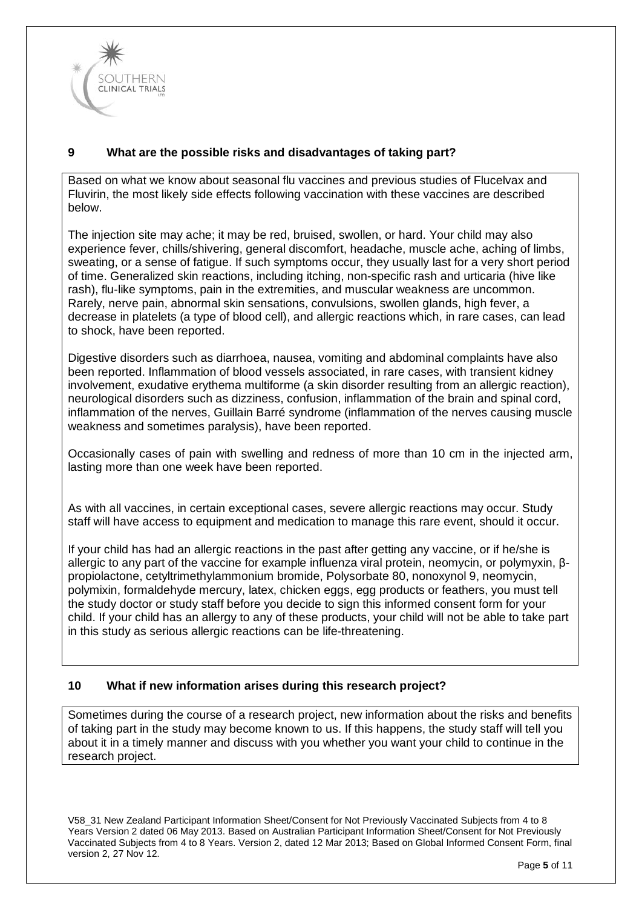## 9 What are the possible risks and disadvantages of taking part?

Based on what we know about seasonal flu vaccines and previous studies of Flucelvax and Fluvirin, the most likely side effects following vaccination with these vaccines are described below.

The injection site may ache; it may be red, bruised, swollen, or hard. Your child may also experience fever, chills/shivering, general discomfort, headache, muscle ache, aching of limbs, sweating, or a sense of fatigue. If such symptoms occur, they usually last for a very short period of time. Generalized skin reactions, including itching, non-specific rash and urticaria (hive like rash), flu-like symptoms, pain in the extremities, and muscular weakness are uncommon. Rarely, nerve pain, abnormal skin sensations, convulsions, swollen glands, high fever, a decrease in platelets (a type of blood cell), and allergic reactions which, in rare cases, can lead to shock, have been reported.

Digestive disorders such as diarrhoea, nausea, vomiting and abdominal complaints have also been reported. Inflammation of blood vessels associated, in rare cases, with transient kidney involvement, exudative erythema multiforme (a skin disorder resulting from an allergic reaction), neurological disorders such as dizziness, confusion, inflammation of the brain and spinal cord, inflammation of the nerves, Guillain Barré syndrome (inflammation of the nerves causing muscle weakness and sometimes paralysis), have been reported.

Occasionally cases of pain with swelling and redness of more than 10 cm in the injected arm, lasting more than one week have been reported.

As with all vaccines, in certain exceptional cases, severe allergic reactions may occur. Study staff will have access to equipment and medication to manage this rare event, should it occur.

If your child has had an allergic reactions in the past after getting any vaccine, or if he/she is allergic to any part of the vaccine for example influenza viral protein, neomycin, or polymyxin, β-propiolactone, cetyltrimethylammonium bromide, Polysorbate 80, nonoxynol 9, neomycin, polymixin, formaldehyde mercury, latex, chicken eggs, egg products or feathers, you must tell the study doctor or study staff before you decide to sign this informed consent form for your child. If your child has an allergy to any of these products, your child will not be able to take part in this study as serious allergic reactions can be life-threatening.

## 10 What if new information arises during this research project?

Sometimes during the course of a research project, new information about the risks and benefits of taking part in the study may become known to us. If this happens, the study staff will tell you about it in a timely manner and discuss with you whether you want your child to continue in the research project.

V58_31 New Zealand Participant Information Sheet/Consent for Not Previously Vaccinated Subjects from 4 to 8 Years Version 2 dated 06 May 2013. Based on Australian Participant Information Sheet/Consent for Not Previously Vaccinated Subjects from 4 to 8 Years. Version 2, dated 12 Mar 2013; Based on Global Informed Consent Form, final version 2, 27 Nov 12.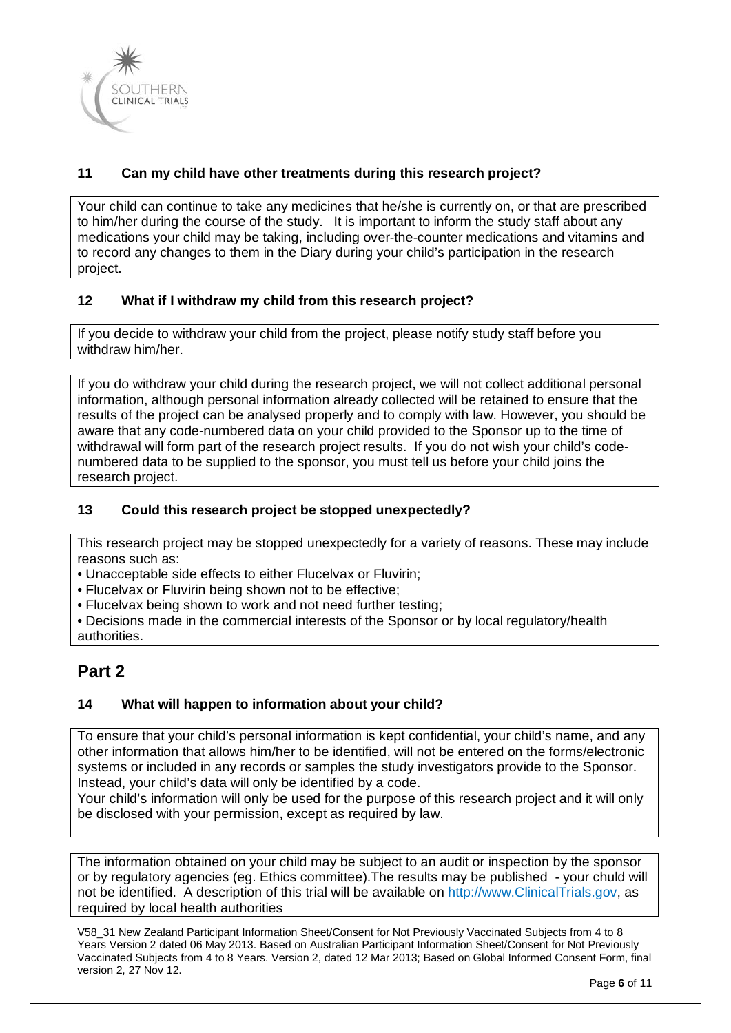### 11 Can my child have other treatments during this research project?

Your child can continue to take any medicines that he/she is currently on, or that are prescribed to him/her during the course of the study. It is important to inform the study staff about any medications your child may be taking, including over-the-counter medications and vitamins and to record any changes to them in the Diary during your child's participation in the research project.

### 12 What if I withdraw my child from this research project?

If you decide to withdraw your child from the project, please notify study staff before you withdraw him/her.

If you do withdraw your child during the research project, we will not collect additional personal information, although personal information already collected will be retained to ensure that the results of the project can be analysed properly and to comply with law. However, you should be aware that any code-numbered data on your child provided to the Sponsor up to the time of withdrawal will form part of the research project results. If you do not wish your child's code-numbered data to be supplied to the sponsor, you must tell us before your child joins the research project.

### 13 Could this research project be stopped unexpectedly?

This research project may be stopped unexpectedly for a variety of reasons. These may include reasons such as:

- Unacceptable side effects to either Flucelvax or Fluvirin;
- Flucelvax or Fluvirin being shown not to be effective;
- Flucelvax being shown to work and not need further testing;
- Decisions made in the commercial interests of the Sponsor or by local regulatory/health authorities.

## Part 2

### 14 What will happen to information about your child?

To ensure that your child's personal information is kept confidential, your child's name, and any other information that allows him/her to be identified, will not be entered on the forms/electronic systems or included in any records or samples the study investigators provide to the Sponsor. Instead, your child's data will only be identified by a code.
Your child's information will only be used for the purpose of this research project and it will only be disclosed with your permission, except as required by law.

The information obtained on your child may be subject to an audit or inspection by the sponsor or by regulatory agencies (eg. Ethics committee).The results may be published - your chuld will not be identified. A description of this trial will be available on http://www.ClinicalTrials.gov, as required by local health authorities

V58_31 New Zealand Participant Information Sheet/Consent for Not Previously Vaccinated Subjects from 4 to 8 Years Version 2 dated 06 May 2013. Based on Australian Participant Information Sheet/Consent for Not Previously Vaccinated Subjects from 4 to 8 Years. Version 2, dated 12 Mar 2013; Based on Global Informed Consent Form, final version 2, 27 Nov 12.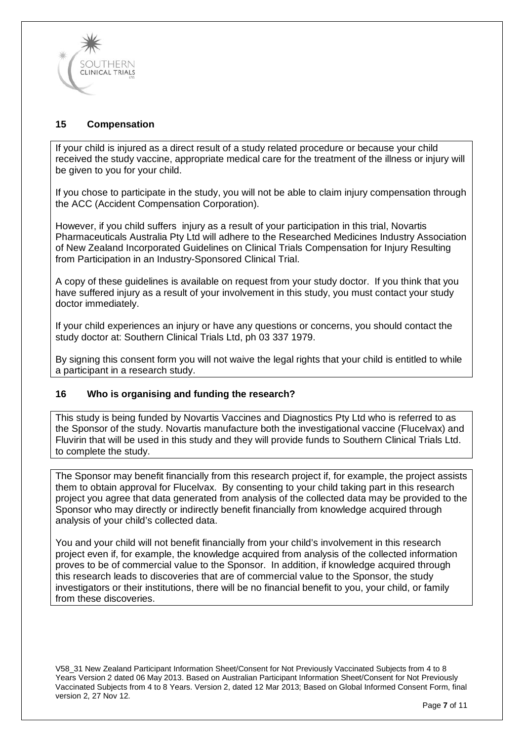## 15 Compensation

If your child is injured as a direct result of a study related procedure or because your child received the study vaccine, appropriate medical care for the treatment of the illness or injury will be given to you for your child.

If you chose to participate in the study, you will not be able to claim injury compensation through the ACC (Accident Compensation Corporation).

However, if you child suffers injury as a result of your participation in this trial, Novartis Pharmaceuticals Australia Pty Ltd will adhere to the Researched Medicines Industry Association of New Zealand Incorporated Guidelines on Clinical Trials Compensation for Injury Resulting from Participation in an Industry-Sponsored Clinical Trial.

A copy of these guidelines is available on request from your study doctor. If you think that you have suffered injury as a result of your involvement in this study, you must contact your study doctor immediately.

If your child experiences an injury or have any questions or concerns, you should contact the study doctor at: Southern Clinical Trials Ltd, ph 03 337 1979.

By signing this consent form you will not waive the legal rights that your child is entitled to while a participant in a research study.

## 16 Who is organising and funding the research?

This study is being funded by Novartis Vaccines and Diagnostics Pty Ltd who is referred to as the Sponsor of the study. Novartis manufacture both the investigational vaccine (Flucelvax) and Fluvirin that will be used in this study and they will provide funds to Southern Clinical Trials Ltd. to complete the study.

The Sponsor may benefit financially from this research project if, for example, the project assists them to obtain approval for Flucelvax. By consenting to your child taking part in this research project you agree that data generated from analysis of the collected data may be provided to the Sponsor who may directly or indirectly benefit financially from knowledge acquired through analysis of your child's collected data.

You and your child will not benefit financially from your child's involvement in this research project even if, for example, the knowledge acquired from analysis of the collected information proves to be of commercial value to the Sponsor. In addition, if knowledge acquired through this research leads to discoveries that are of commercial value to the Sponsor, the study investigators or their institutions, there will be no financial benefit to you, your child, or family from these discoveries.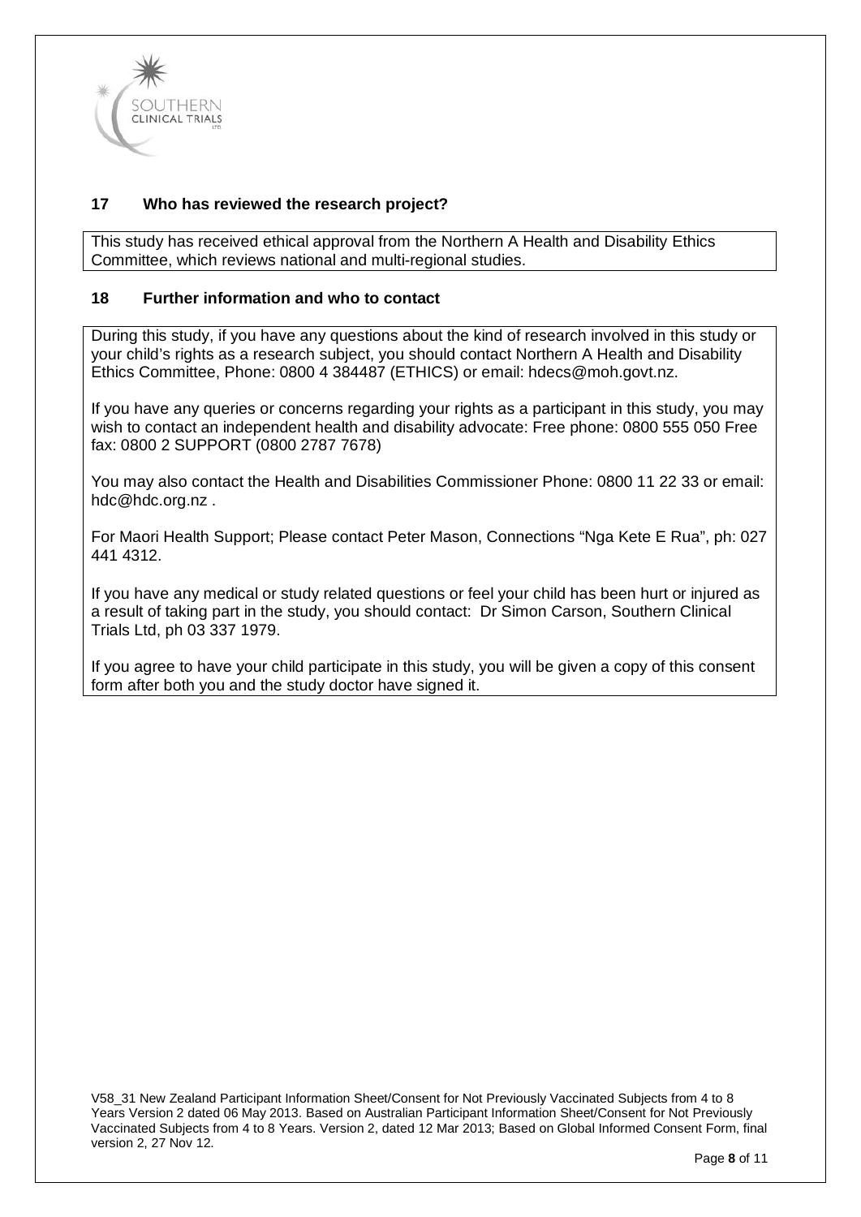## 17 Who has reviewed the research project?

This study has received ethical approval from the Northern A Health and Disability Ethics Committee, which reviews national and multi-regional studies.

## 18 Further information and who to contact

During this study, if you have any questions about the kind of research involved in this study or your child's rights as a research subject, you should contact Northern A Health and Disability Ethics Committee, Phone: 0800 4 384487 (ETHICS) or email: hdecs@moh.govt.nz.

If you have any queries or concerns regarding your rights as a participant in this study, you may wish to contact an independent health and disability advocate: Free phone: 0800 555 050 Free fax: 0800 2 SUPPORT (0800 2787 7678)

You may also contact the Health and Disabilities Commissioner Phone: 0800 11 22 33 or email: hdc@hdc.org.nz .

For Maori Health Support; Please contact Peter Mason, Connections "Nga Kete E Rua", ph: 027 441 4312.

If you have any medical or study related questions or feel your child has been hurt or injured as a result of taking part in the study, you should contact: Dr Simon Carson, Southern Clinical Trials Ltd, ph 03 337 1979.

If you agree to have your child participate in this study, you will be given a copy of this consent form after both you and the study doctor have signed it.

V58_31 New Zealand Participant Information Sheet/Consent for Not Previously Vaccinated Subjects from 4 to 8 Years Version 2 dated 06 May 2013. Based on Australian Participant Information Sheet/Consent for Not Previously Vaccinated Subjects from 4 to 8 Years. Version 2, dated 12 Mar 2013; Based on Global Informed Consent Form, final version 2, 27 Nov 12.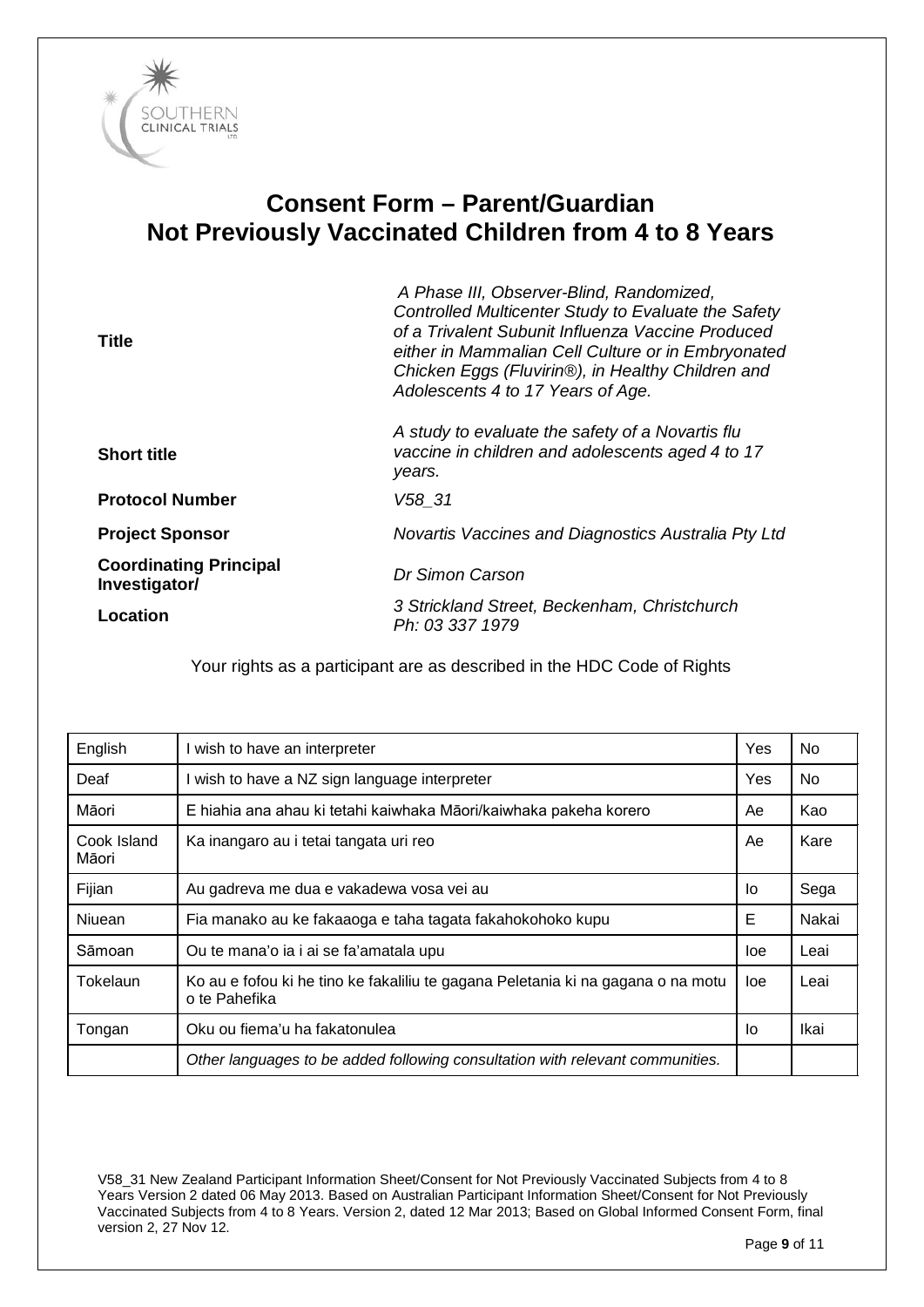# Consent Form – Parent/Guardian
# Not Previously Vaccinated Children from 4 to 8 Years

| | |
|---|---|
| **Title** | *A Phase III, Observer-Blind, Randomized, Controlled Multicenter Study to Evaluate the Safety of a Trivalent Subunit Influenza Vaccine Produced either in Mammalian Cell Culture or in Embryonated Chicken Eggs (Fluvirin®), in Healthy Children and Adolescents 4 to 17 Years of Age.* |
| **Short title** | *A study to evaluate the safety of a Novartis flu vaccine in children and adolescents aged 4 to 17 years.* |
| **Protocol Number** | *V58_31* |
| **Project Sponsor** | *Novartis Vaccines and Diagnostics Australia Pty Ltd* |
| **Coordinating Principal Investigator/** | *Dr Simon Carson* |
| **Location** | *3 Strickland Street, Beckenham, Christchurch Ph: 03 337 1979* |

Your rights as a participant are as described in the HDC Code of Rights

| | | | |
|---|---|---|---|
| English | I wish to have an interpreter | Yes | No |
| Deaf | I wish to have a NZ sign language interpreter | Yes | No |
| Māori | E hiahia ana ahau ki tetahi kaiwhaka Māori/kaiwhaka pakeha korero | Ae | Kao |
| Cook Island Māori | Ka inangaro au i tetai tangata uri reo | Ae | Kare |
| Fijian | Au gadreva me dua e vakadewa vosa vei au | Io | Sega |
| Niuean | Fia manako au ke fakaaoga e taha tagata fakahokohoko kupu | E | Nakai |
| Sāmoan | Ou te mana'o ia i ai se fa'amatala upu | Ioe | Leai |
| Tokelaun | Ko au e fofou ki he tino ke fakaliliu te gagana Peletania ki na gagana o na motu o te Pahefika | Ioe | Leai |
| Tongan | Oku ou fiema'u ha fakatonulea | Io | Ikai |
| | *Other languages to be added following consultation with relevant communities.* | | |

V58_31 New Zealand Participant Information Sheet/Consent for Not Previously Vaccinated Subjects from 4 to 8 Years Version 2 dated 06 May 2013. Based on Australian Participant Information Sheet/Consent for Not Previously Vaccinated Subjects from 4 to 8 Years. Version 2, dated 12 Mar 2013; Based on Global Informed Consent Form, final version 2, 27 Nov 12.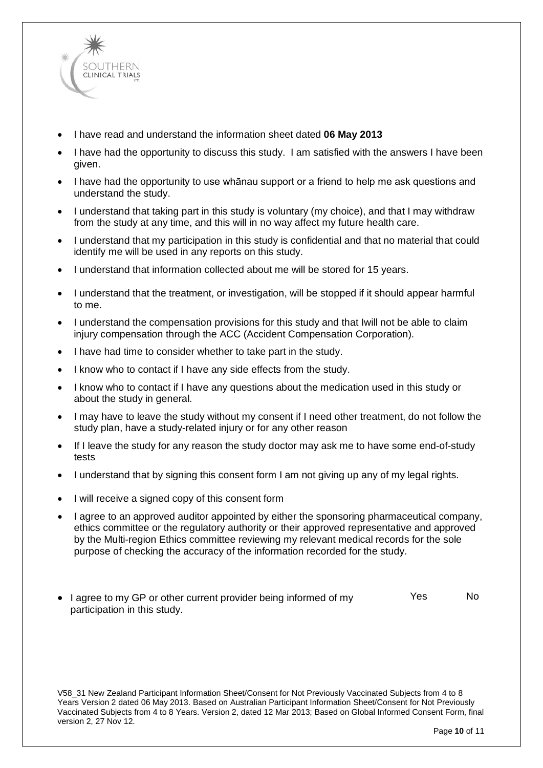- I have read and understand the information sheet dated **06 May 2013**
- I have had the opportunity to discuss this study. I am satisfied with the answers I have been given.
- I have had the opportunity to use whānau support or a friend to help me ask questions and understand the study.
- I understand that taking part in this study is voluntary (my choice), and that I may withdraw from the study at any time, and this will in no way affect my future health care.
- I understand that my participation in this study is confidential and that no material that could identify me will be used in any reports on this study.
- I understand that information collected about me will be stored for 15 years.
- I understand that the treatment, or investigation, will be stopped if it should appear harmful to me.
- I understand the compensation provisions for this study and that Iwill not be able to claim injury compensation through the ACC (Accident Compensation Corporation).
- I have had time to consider whether to take part in the study.
- I know who to contact if I have any side effects from the study.
- I know who to contact if I have any questions about the medication used in this study or about the study in general.
- I may have to leave the study without my consent if I need other treatment, do not follow the study plan, have a study-related injury or for any other reason
- If I leave the study for any reason the study doctor may ask me to have some end-of-study tests
- I understand that by signing this consent form I am not giving up any of my legal rights.
- I will receive a signed copy of this consent form
- I agree to an approved auditor appointed by either the sponsoring pharmaceutical company, ethics committee or the regulatory authority or their approved representative and approved by the Multi-region Ethics committee reviewing my relevant medical records for the sole purpose of checking the accuracy of the information recorded for the study.

- I agree to my GP or other current provider being informed of my participation in this study. Yes No

V58_31 New Zealand Participant Information Sheet/Consent for Not Previously Vaccinated Subjects from 4 to 8 Years Version 2 dated 06 May 2013. Based on Australian Participant Information Sheet/Consent for Not Previously Vaccinated Subjects from 4 to 8 Years. Version 2, dated 12 Mar 2013; Based on Global Informed Consent Form, final version 2, 27 Nov 12.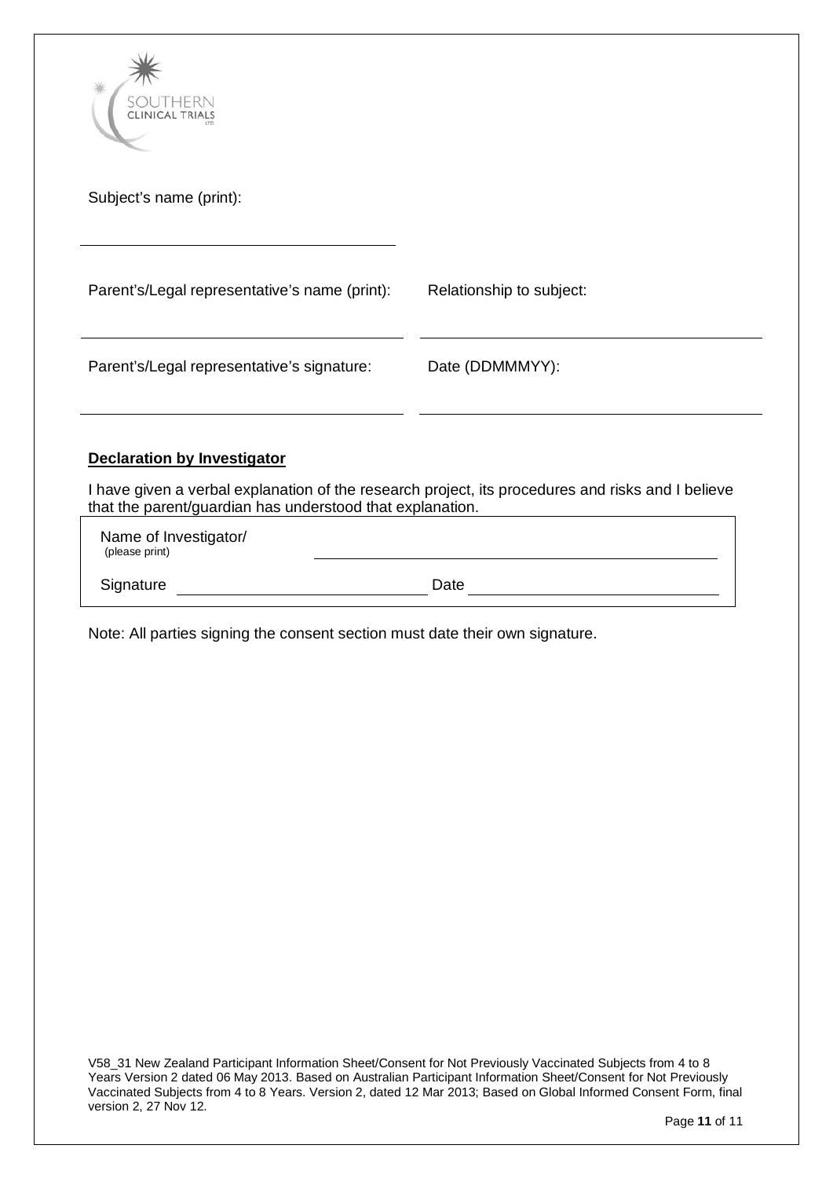SOUTHERN CLINICAL TRIALS LTD

Subject's name (print):

\_\_\_\_\_\_\_\_\_\_\_\_\_\_\_\_\_\_\_\_\_\_\_\_\_\_\_\_\_\_\_\_

Parent's/Legal representative's name (print): \_\_\_\_\_\_\_\_\_\_\_\_\_\_\_\_\_\_\_\_\_\_\_\_\_\_\_\_\_\_\_\_

Relationship to subject: \_\_\_\_\_\_\_\_\_\_\_\_\_\_\_\_\_\_\_\_\_\_\_\_\_\_\_\_\_\_\_\_

Parent's/Legal representative's signature: \_\_\_\_\_\_\_\_\_\_\_\_\_\_\_\_\_\_\_\_\_\_\_\_\_\_\_\_\_\_\_\_

Date (DDMMMYY): \_\_\_\_\_\_\_\_\_\_\_\_\_\_\_\_\_\_\_\_\_\_\_\_\_\_\_\_\_\_\_\_

**Declaration by Investigator**

I have given a verbal explanation of the research project, its procedures and risks and I believe that the parent/guardian has understood that explanation.

| | |
|---|---|
| Name of Investigator/ (please print) | |
| Signature | Date |

Note: All parties signing the consent section must date their own signature.

V58_31 New Zealand Participant Information Sheet/Consent for Not Previously Vaccinated Subjects from 4 to 8 Years Version 2 dated 06 May 2013. Based on Australian Participant Information Sheet/Consent for Not Previously Vaccinated Subjects from 4 to 8 Years. Version 2, dated 12 Mar 2013; Based on Global Informed Consent Form, final version 2, 27 Nov 12.